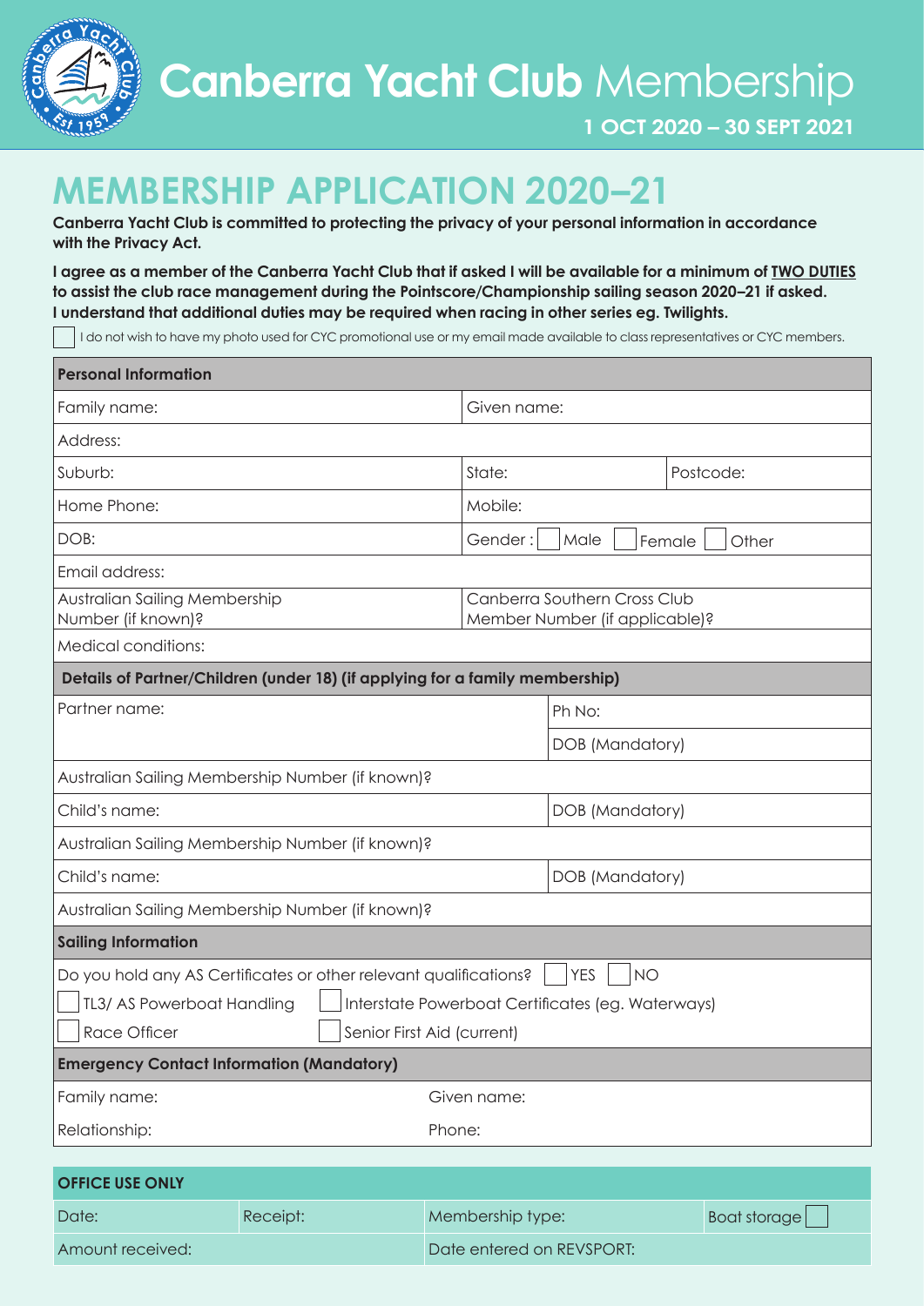# Canberra Yacht Club Membership

**1 OCT 2020 – 30 SEPT 2021**

## MEMBERSHIP APPLICATION 2020–21

**Canberra Yacht Club is committed to protecting the privacy of your personal information in accordance with the Privacy Act.**

**I agree as a member of the Canberra Yacht Club that if asked I will be available for a minimum of TWO DUTIES to assist the club race management during the Pointscore/Championship sailing season 2020–21 if asked. I understand that additional duties may be required when racing in other series eg. Twilights.**

☐ I do not wish to have my photo used for CYC promotional use or my email made available to class representatives or CYC members.

| **Personal Information** | | |
|---|---|---|
| Family name: | Given name: | |
| Address: | | |
| Suburb: | State: | Postcode: |
| Home Phone: | Mobile: | |
| DOB: | Gender : ☐ Male ☐ Female ☐ Other | |
| Email address: | | |
| Australian Sailing Membership Number (if known)? | Canberra Southern Cross Club Member Number (if applicable)? | |
| Medical conditions: | | |

| **Details of Partner/Children (under 18) (if applying for a family membership)** | |
|---|---|
| Partner name: | Ph No: |
| | DOB (Mandatory) |
| Australian Sailing Membership Number (if known)? | |
| Child's name: | DOB (Mandatory) |
| Australian Sailing Membership Number (if known)? | |
| Child's name: | DOB (Mandatory) |
| Australian Sailing Membership Number (if known)? | |

| **Sailing Information** | |
|---|---|
| Do you hold any AS Certificates or other relevant qualifications? ☐ YES ☐ NO | |
| ☐ TL3/ AS Powerboat Handling | ☐ Interstate Powerboat Certificates (eg. Waterways) |
| ☐ Race Officer | ☐ Senior First Aid (current) |

| **Emergency Contact Information (Mandatory)** | |
|---|---|
| Family name: | Given name: |
| Relationship: | Phone: |

| **OFFICE USE ONLY** | | | |
|---|---|---|---|
| Date: | Receipt: | Membership type: | Boat storage ☐ |
| Amount received: | | Date entered on REVSPORT: | |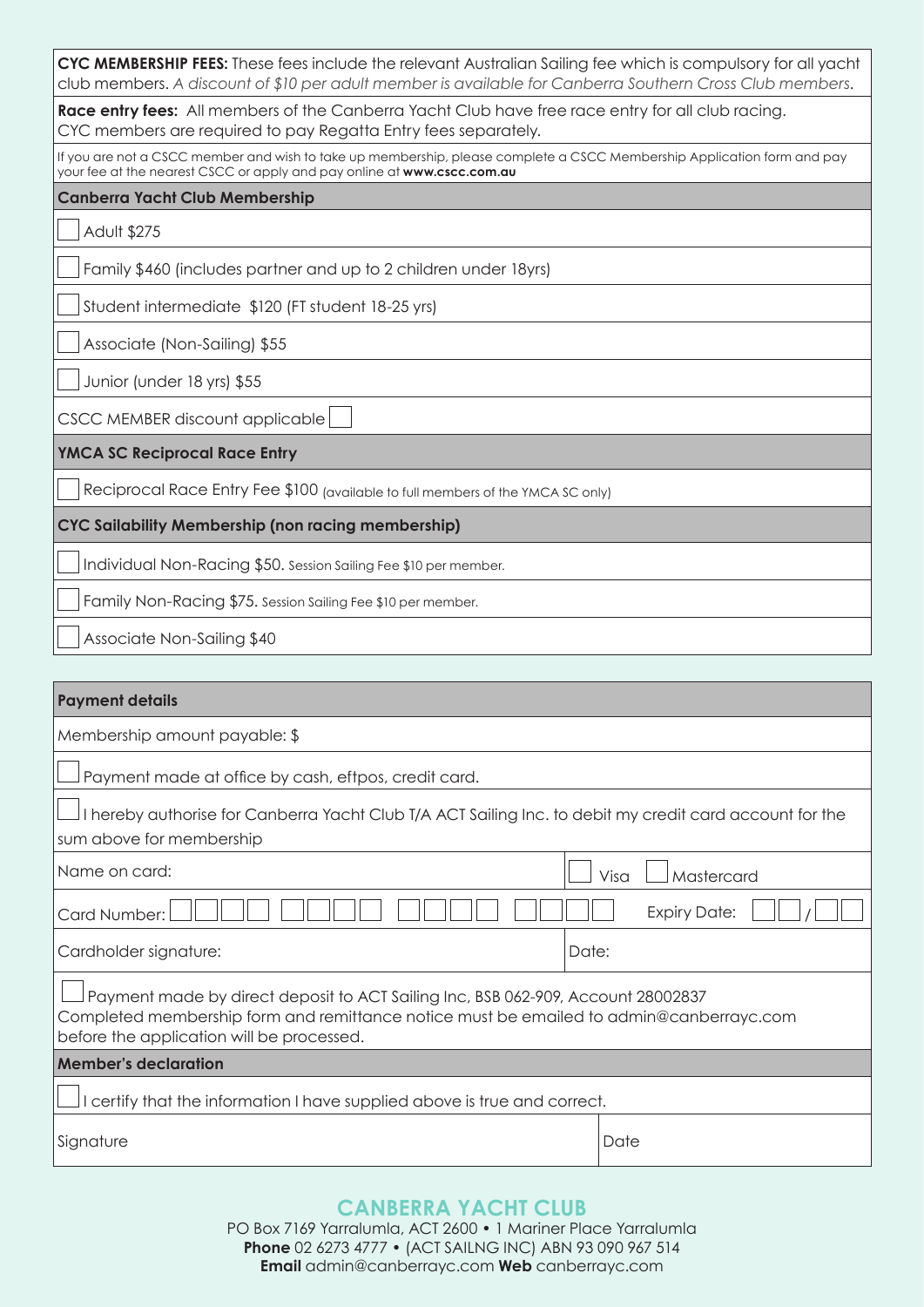**CYC MEMBERSHIP FEES:** These fees include the relevant Australian Sailing fee which is compulsory for all yacht club members. *A discount of $10 per adult member is available for Canberra Southern Cross Club members.*

**Race entry fees:** All members of the Canberra Yacht Club have free race entry for all club racing. CYC members are required to pay Regatta Entry fees separately.

If you are not a CSCC member and wish to take up membership, please complete a CSCC Membership Application form and pay your fee at the nearest CSCC or apply and pay online at **www.cscc.com.au**

**Canberra Yacht Club Membership**

- ☐ Adult $275
- ☐ Family $460 (includes partner and up to 2 children under 18yrs)
- ☐ Student intermediate $120 (FT student 18-25 yrs)
- ☐ Associate (Non-Sailing) $55
- ☐ Junior (under 18 yrs) $55

CSCC MEMBER discount applicable ☐

**YMCA SC Reciprocal Race Entry**

- ☐ Reciprocal Race Entry Fee $100 (available to full members of the YMCA SC only)

**CYC Sailability Membership (non racing membership)**

- ☐ Individual Non-Racing $50. Session Sailing Fee $10 per member.
- ☐ Family Non-Racing $75. Session Sailing Fee $10 per member.
- ☐ Associate Non-Sailing $40

**Payment details**

Membership amount payable: $

☐ Payment made at office by cash, eftpos, credit card.

☐ I hereby authorise for Canberra Yacht Club T/A ACT Sailing Inc. to debit my credit card account for the sum above for membership

| | |
|---|---|
| Name on card: | ☐ Visa ☐ Mastercard |
| Card Number: ☐☐☐☐ ☐☐☐☐ ☐☐☐☐ ☐☐☐☐ | Expiry Date: ☐☐ / ☐☐ |
| Cardholder signature: | Date: |

☐ Payment made by direct deposit to ACT Sailing Inc, BSB 062-909, Account 28002837
Completed membership form and remittance notice must be emailed to admin@canberrayc.com before the application will be processed.

**Member's declaration**

☐ I certify that the information I have supplied above is true and correct.

| | |
|---|---|
| Signature | Date |

**CANBERRA YACHT CLUB**

PO Box 7169 Yarralumla, ACT 2600 • 1 Mariner Place Yarralumla
**Phone** 02 6273 4777 • (ACT SAILNG INC) ABN 93 090 967 514
**Email** admin@canberrayc.com **Web** canberrayc.com